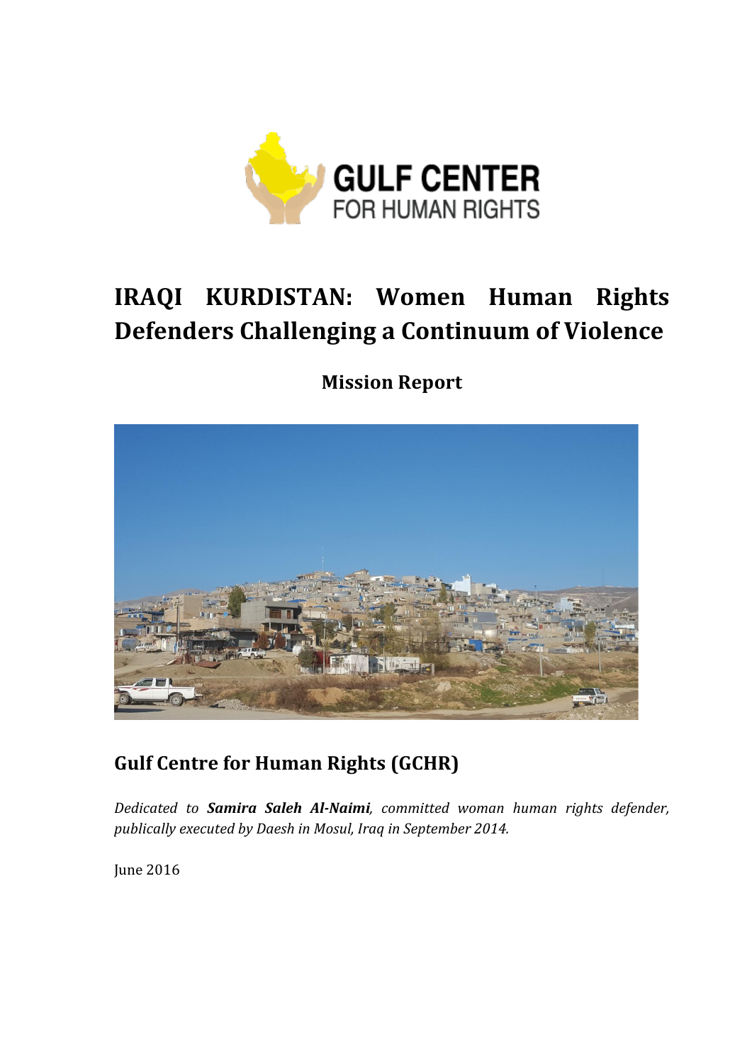GULF CENTER FOR HUMAN RIGHTS

# IRAQI KURDISTAN: Women Human Rights Defenders Challenging a Continuum of Violence

## Mission Report

## Gulf Centre for Human Rights (GCHR)

*Dedicated to **Samira Saleh Al-Naimi**, committed woman human rights defender, publically executed by Daesh in Mosul, Iraq in September 2014.*

June 2016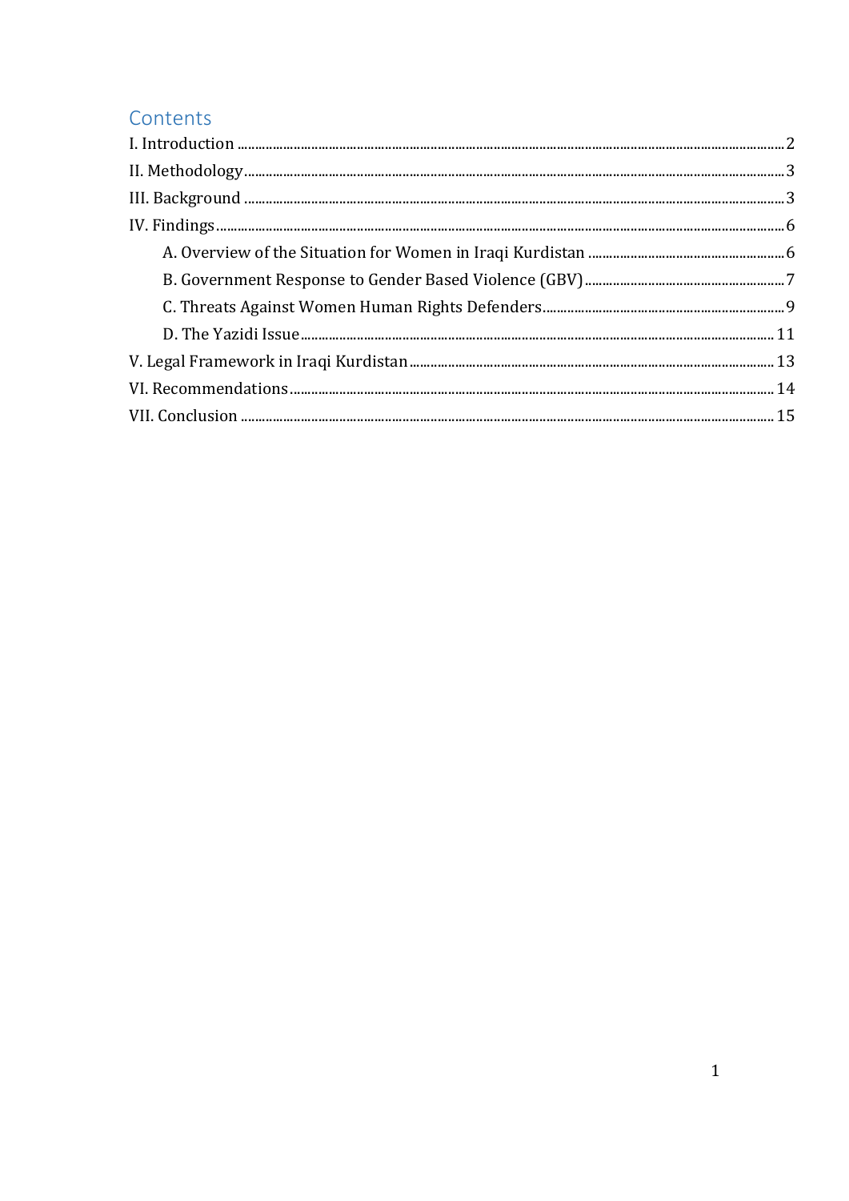## Contents

I. Introduction .......... 2

II. Methodology .......... 3

III. Background .......... 3

IV. Findings .......... 6

- A. Overview of the Situation for Women in Iraqi Kurdistan .......... 6
- B. Government Response to Gender Based Violence (GBV) .......... 7
- C. Threats Against Women Human Rights Defenders .......... 9
- D. The Yazidi Issue .......... 11

V. Legal Framework in Iraqi Kurdistan .......... 13

VI. Recommendations .......... 14

VII. Conclusion .......... 15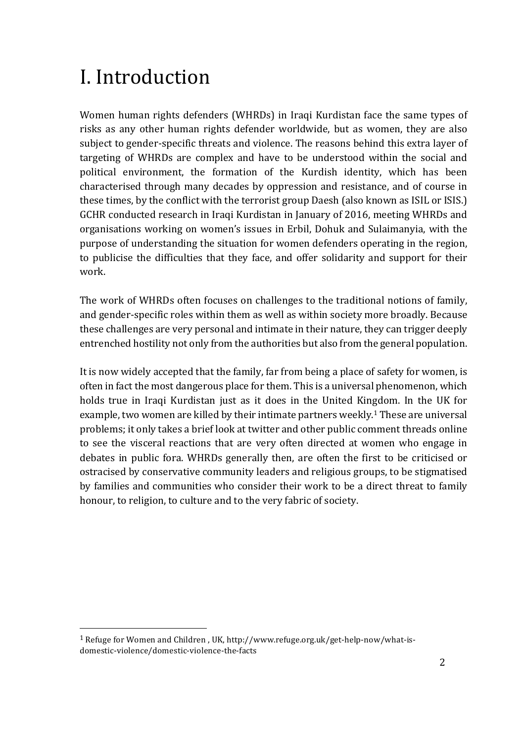# I. Introduction

Women human rights defenders (WHRDs) in Iraqi Kurdistan face the same types of risks as any other human rights defender worldwide, but as women, they are also subject to gender-specific threats and violence. The reasons behind this extra layer of targeting of WHRDs are complex and have to be understood within the social and political environment, the formation of the Kurdish identity, which has been characterised through many decades by oppression and resistance, and of course in these times, by the conflict with the terrorist group Daesh (also known as ISIL or ISIS.) GCHR conducted research in Iraqi Kurdistan in January of 2016, meeting WHRDs and organisations working on women's issues in Erbil, Dohuk and Sulaimanyia, with the purpose of understanding the situation for women defenders operating in the region, to publicise the difficulties that they face, and offer solidarity and support for their work.

The work of WHRDs often focuses on challenges to the traditional notions of family, and gender-specific roles within them as well as within society more broadly. Because these challenges are very personal and intimate in their nature, they can trigger deeply entrenched hostility not only from the authorities but also from the general population.

It is now widely accepted that the family, far from being a place of safety for women, is often in fact the most dangerous place for them. This is a universal phenomenon, which holds true in Iraqi Kurdistan just as it does in the United Kingdom. In the UK for example, two women are killed by their intimate partners weekly.[1] These are universal problems; it only takes a brief look at twitter and other public comment threads online to see the visceral reactions that are very often directed at women who engage in debates in public fora. WHRDs generally then, are often the first to be criticised or ostracised by conservative community leaders and religious groups, to be stigmatised by families and communities who consider their work to be a direct threat to family honour, to religion, to culture and to the very fabric of society.

---

[1] Refuge for Women and Children , UK, http://www.refuge.org.uk/get-help-now/what-is-domestic-violence/domestic-violence-the-facts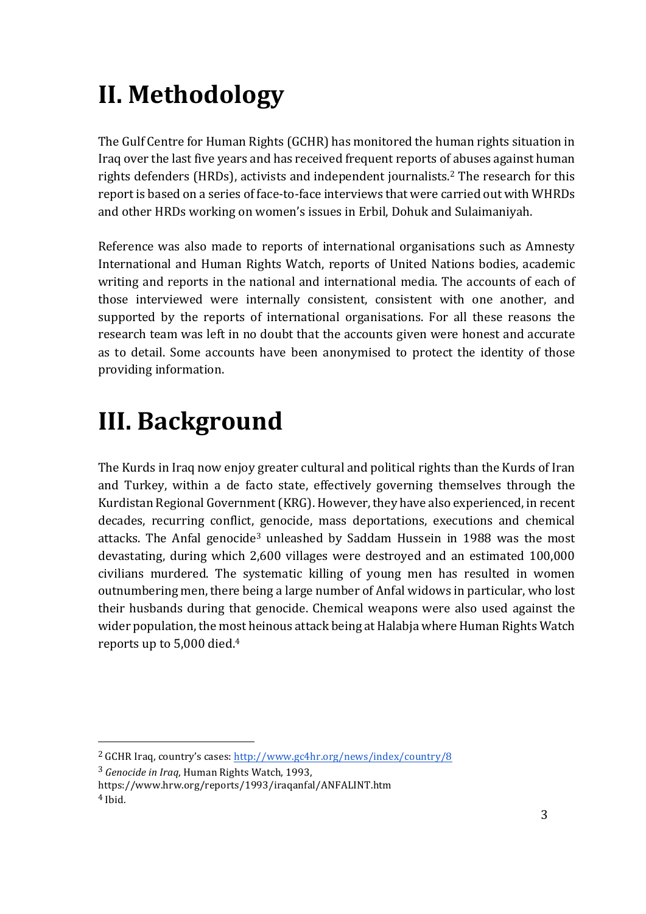# II. Methodology

The Gulf Centre for Human Rights (GCHR) has monitored the human rights situation in Iraq over the last five years and has received frequent reports of abuses against human rights defenders (HRDs), activists and independent journalists.[2] The research for this report is based on a series of face-to-face interviews that were carried out with WHRDs and other HRDs working on women's issues in Erbil, Dohuk and Sulaimaniyah.

Reference was also made to reports of international organisations such as Amnesty International and Human Rights Watch, reports of United Nations bodies, academic writing and reports in the national and international media. The accounts of each of those interviewed were internally consistent, consistent with one another, and supported by the reports of international organisations. For all these reasons the research team was left in no doubt that the accounts given were honest and accurate as to detail. Some accounts have been anonymised to protect the identity of those providing information.

# III. Background

The Kurds in Iraq now enjoy greater cultural and political rights than the Kurds of Iran and Turkey, within a de facto state, effectively governing themselves through the Kurdistan Regional Government (KRG). However, they have also experienced, in recent decades, recurring conflict, genocide, mass deportations, executions and chemical attacks. The Anfal genocide[3] unleashed by Saddam Hussein in 1988 was the most devastating, during which 2,600 villages were destroyed and an estimated 100,000 civilians murdered. The systematic killing of young men has resulted in women outnumbering men, there being a large number of Anfal widows in particular, who lost their husbands during that genocide. Chemical weapons were also used against the wider population, the most heinous attack being at Halabja where Human Rights Watch reports up to 5,000 died.[4]

---

[2] GCHR Iraq, country's cases: http://www.gc4hr.org/news/index/country/8

[3] *Genocide in Iraq*, Human Rights Watch, 1993, https://www.hrw.org/reports/1993/iraqanfal/ANFALINT.htm

[4] Ibid.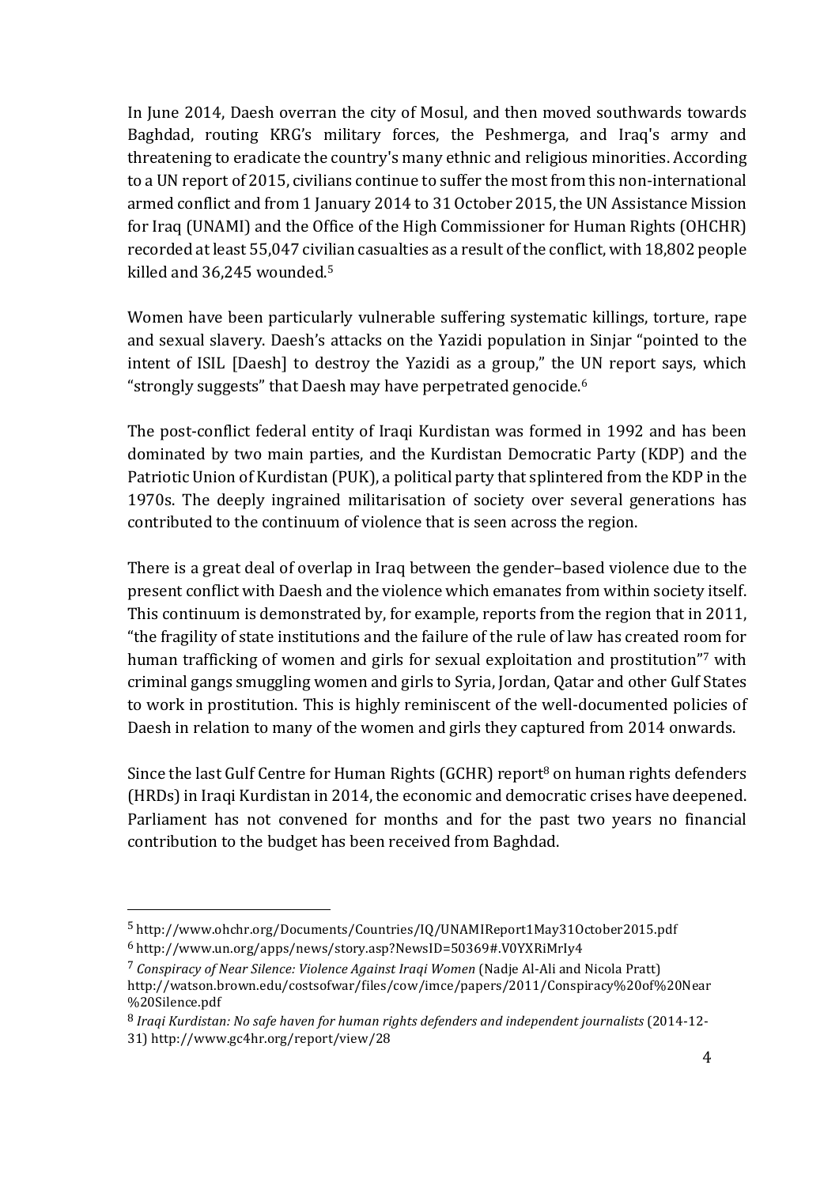In June 2014, Daesh overran the city of Mosul, and then moved southwards towards Baghdad, routing KRG's military forces, the Peshmerga, and Iraq's army and threatening to eradicate the country's many ethnic and religious minorities. According to a UN report of 2015, civilians continue to suffer the most from this non-international armed conflict and from 1 January 2014 to 31 October 2015, the UN Assistance Mission for Iraq (UNAMI) and the Office of the High Commissioner for Human Rights (OHCHR) recorded at least 55,047 civilian casualties as a result of the conflict, with 18,802 people killed and 36,245 wounded.[5]

Women have been particularly vulnerable suffering systematic killings, torture, rape and sexual slavery. Daesh's attacks on the Yazidi population in Sinjar "pointed to the intent of ISIL [Daesh] to destroy the Yazidi as a group," the UN report says, which "strongly suggests" that Daesh may have perpetrated genocide.[6]

The post-conflict federal entity of Iraqi Kurdistan was formed in 1992 and has been dominated by two main parties, and the Kurdistan Democratic Party (KDP) and the Patriotic Union of Kurdistan (PUK), a political party that splintered from the KDP in the 1970s. The deeply ingrained militarisation of society over several generations has contributed to the continuum of violence that is seen across the region.

There is a great deal of overlap in Iraq between the gender–based violence due to the present conflict with Daesh and the violence which emanates from within society itself. This continuum is demonstrated by, for example, reports from the region that in 2011, "the fragility of state institutions and the failure of the rule of law has created room for human trafficking of women and girls for sexual exploitation and prostitution"[7] with criminal gangs smuggling women and girls to Syria, Jordan, Qatar and other Gulf States to work in prostitution. This is highly reminiscent of the well-documented policies of Daesh in relation to many of the women and girls they captured from 2014 onwards.

Since the last Gulf Centre for Human Rights (GCHR) report[8] on human rights defenders (HRDs) in Iraqi Kurdistan in 2014, the economic and democratic crises have deepened. Parliament has not convened for months and for the past two years no financial contribution to the budget has been received from Baghdad.

---

[5] http://www.ohchr.org/Documents/Countries/IQ/UNAMIReport1May31October2015.pdf

[6] http://www.un.org/apps/news/story.asp?NewsID=50369#.V0YXRiMrIy4

[7] *Conspiracy of Near Silence: Violence Against Iraqi Women* (Nadje Al-Ali and Nicola Pratt) http://watson.brown.edu/costsofwar/files/cow/imce/papers/2011/Conspiracy%20of%20Near%20Silence.pdf

[8] *Iraqi Kurdistan: No safe haven for human rights defenders and independent journalists* (2014-12-31) http://www.gc4hr.org/report/view/28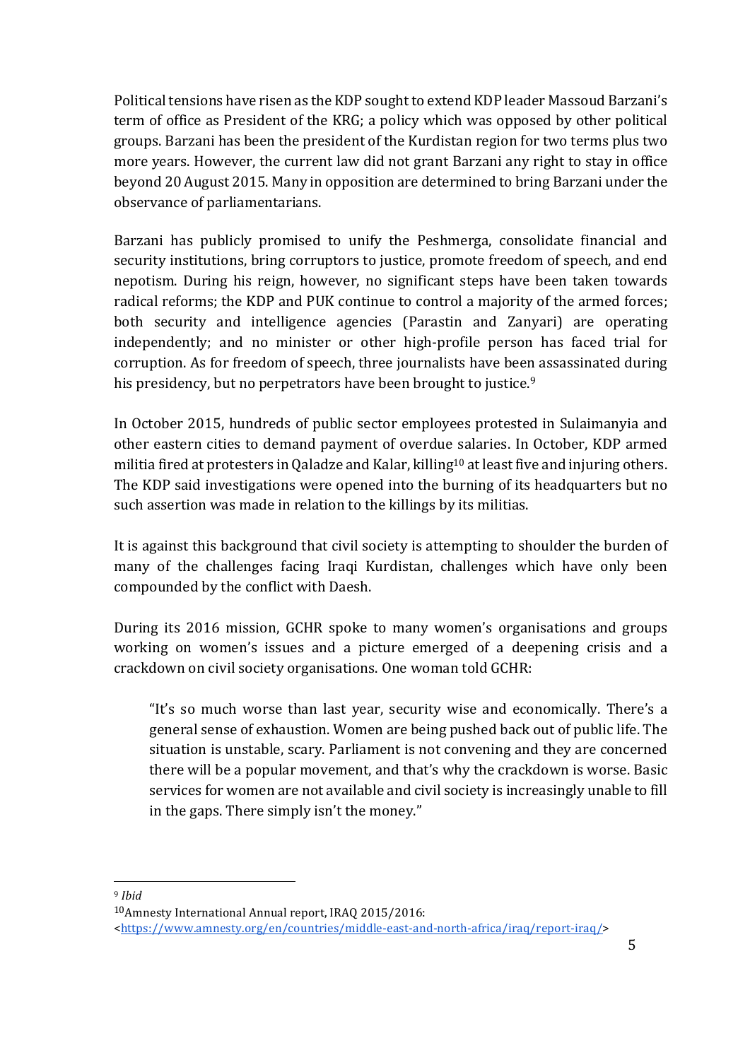Political tensions have risen as the KDP sought to extend KDP leader Massoud Barzani's term of office as President of the KRG; a policy which was opposed by other political groups. Barzani has been the president of the Kurdistan region for two terms plus two more years. However, the current law did not grant Barzani any right to stay in office beyond 20 August 2015. Many in opposition are determined to bring Barzani under the observance of parliamentarians.

Barzani has publicly promised to unify the Peshmerga, consolidate financial and security institutions, bring corruptors to justice, promote freedom of speech, and end nepotism. During his reign, however, no significant steps have been taken towards radical reforms; the KDP and PUK continue to control a majority of the armed forces; both security and intelligence agencies (Parastin and Zanyari) are operating independently; and no minister or other high-profile person has faced trial for corruption. As for freedom of speech, three journalists have been assassinated during his presidency, but no perpetrators have been brought to justice.[9]

In October 2015, hundreds of public sector employees protested in Sulaimanyia and other eastern cities to demand payment of overdue salaries. In October, KDP armed militia fired at protesters in Qaladze and Kalar, killing[10] at least five and injuring others. The KDP said investigations were opened into the burning of its headquarters but no such assertion was made in relation to the killings by its militias.

It is against this background that civil society is attempting to shoulder the burden of many of the challenges facing Iraqi Kurdistan, challenges which have only been compounded by the conflict with Daesh.

During its 2016 mission, GCHR spoke to many women's organisations and groups working on women's issues and a picture emerged of a deepening crisis and a crackdown on civil society organisations. One woman told GCHR:

> "It's so much worse than last year, security wise and economically. There's a general sense of exhaustion. Women are being pushed back out of public life. The situation is unstable, scary. Parliament is not convening and they are concerned there will be a popular movement, and that's why the crackdown is worse. Basic services for women are not available and civil society is increasingly unable to fill in the gaps. There simply isn't the money."

---

[9] *Ibid*

[10] Amnesty International Annual report, IRAQ 2015/2016: <https://www.amnesty.org/en/countries/middle-east-and-north-africa/iraq/report-iraq/>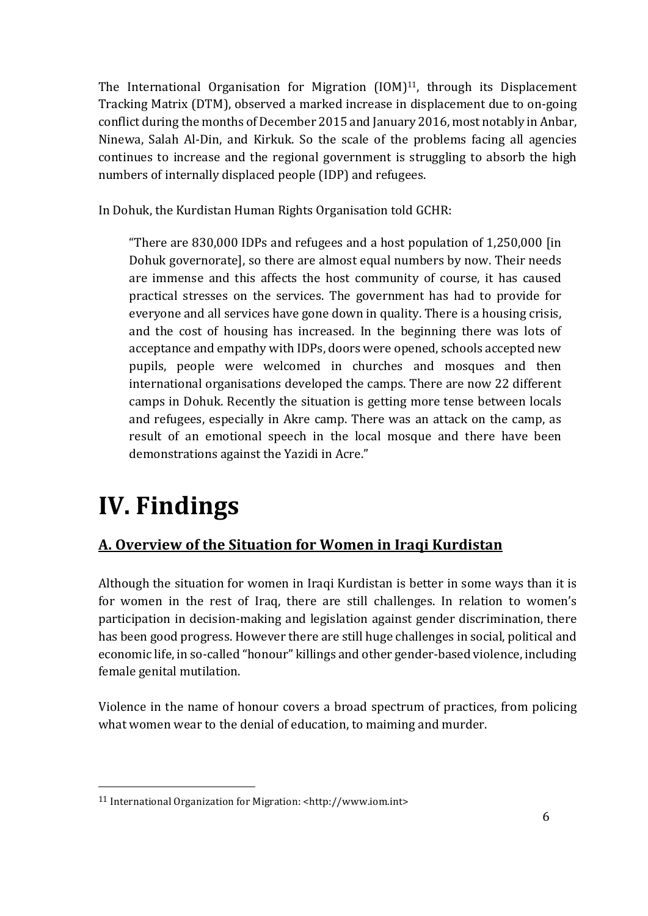The International Organisation for Migration (IOM)[11], through its Displacement Tracking Matrix (DTM), observed a marked increase in displacement due to on-going conflict during the months of December 2015 and January 2016, most notably in Anbar, Ninewa, Salah Al-Din, and Kirkuk. So the scale of the problems facing all agencies continues to increase and the regional government is struggling to absorb the high numbers of internally displaced people (IDP) and refugees.

In Dohuk, the Kurdistan Human Rights Organisation told GCHR:

> "There are 830,000 IDPs and refugees and a host population of 1,250,000 [in Dohuk governorate], so there are almost equal numbers by now. Their needs are immense and this affects the host community of course, it has caused practical stresses on the services. The government has had to provide for everyone and all services have gone down in quality. There is a housing crisis, and the cost of housing has increased. In the beginning there was lots of acceptance and empathy with IDPs, doors were opened, schools accepted new pupils, people were welcomed in churches and mosques and then international organisations developed the camps. There are now 22 different camps in Dohuk. Recently the situation is getting more tense between locals and refugees, especially in Akre camp. There was an attack on the camp, as result of an emotional speech in the local mosque and there have been demonstrations against the Yazidi in Acre."

# IV. Findings

## A. Overview of the Situation for Women in Iraqi Kurdistan

Although the situation for women in Iraqi Kurdistan is better in some ways than it is for women in the rest of Iraq, there are still challenges. In relation to women's participation in decision-making and legislation against gender discrimination, there has been good progress. However there are still huge challenges in social, political and economic life, in so-called "honour" killings and other gender-based violence, including female genital mutilation.

Violence in the name of honour covers a broad spectrum of practices, from policing what women wear to the denial of education, to maiming and murder.

---

[11] International Organization for Migration: <http://www.iom.int>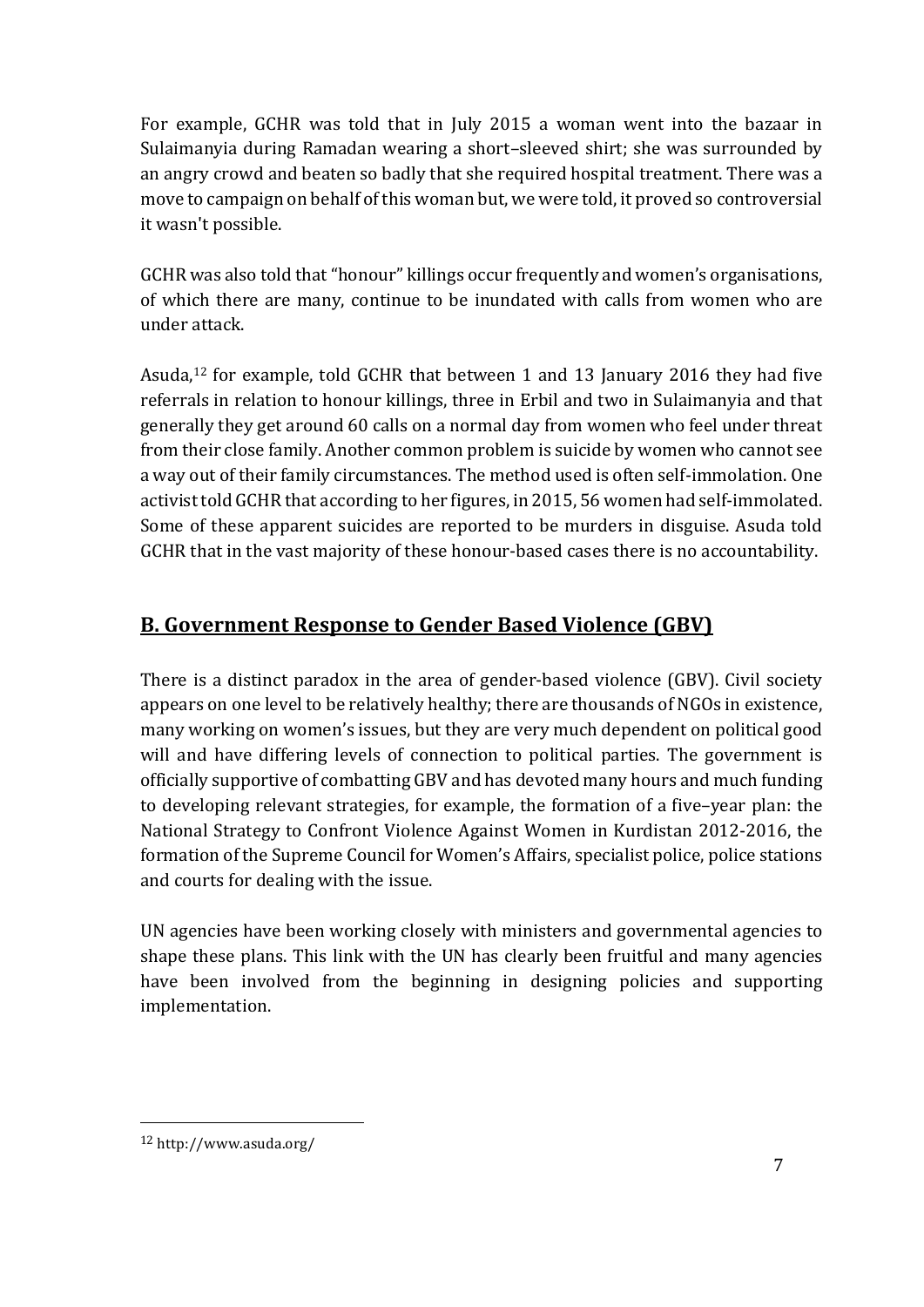For example, GCHR was told that in July 2015 a woman went into the bazaar in Sulaimanyia during Ramadan wearing a short–sleeved shirt; she was surrounded by an angry crowd and beaten so badly that she required hospital treatment. There was a move to campaign on behalf of this woman but, we were told, it proved so controversial it wasn't possible.

GCHR was also told that "honour" killings occur frequently and women's organisations, of which there are many, continue to be inundated with calls from women who are under attack.

Asuda,[12] for example, told GCHR that between 1 and 13 January 2016 they had five referrals in relation to honour killings, three in Erbil and two in Sulaimanyia and that generally they get around 60 calls on a normal day from women who feel under threat from their close family. Another common problem is suicide by women who cannot see a way out of their family circumstances. The method used is often self-immolation. One activist told GCHR that according to her figures, in 2015, 56 women had self-immolated. Some of these apparent suicides are reported to be murders in disguise. Asuda told GCHR that in the vast majority of these honour-based cases there is no accountability.

## B. Government Response to Gender Based Violence (GBV)

There is a distinct paradox in the area of gender-based violence (GBV). Civil society appears on one level to be relatively healthy; there are thousands of NGOs in existence, many working on women's issues, but they are very much dependent on political good will and have differing levels of connection to political parties. The government is officially supportive of combatting GBV and has devoted many hours and much funding to developing relevant strategies, for example, the formation of a five–year plan: the National Strategy to Confront Violence Against Women in Kurdistan 2012-2016, the formation of the Supreme Council for Women's Affairs, specialist police, police stations and courts for dealing with the issue.

UN agencies have been working closely with ministers and governmental agencies to shape these plans. This link with the UN has clearly been fruitful and many agencies have been involved from the beginning in designing policies and supporting implementation.

---

[12] http://www.asuda.org/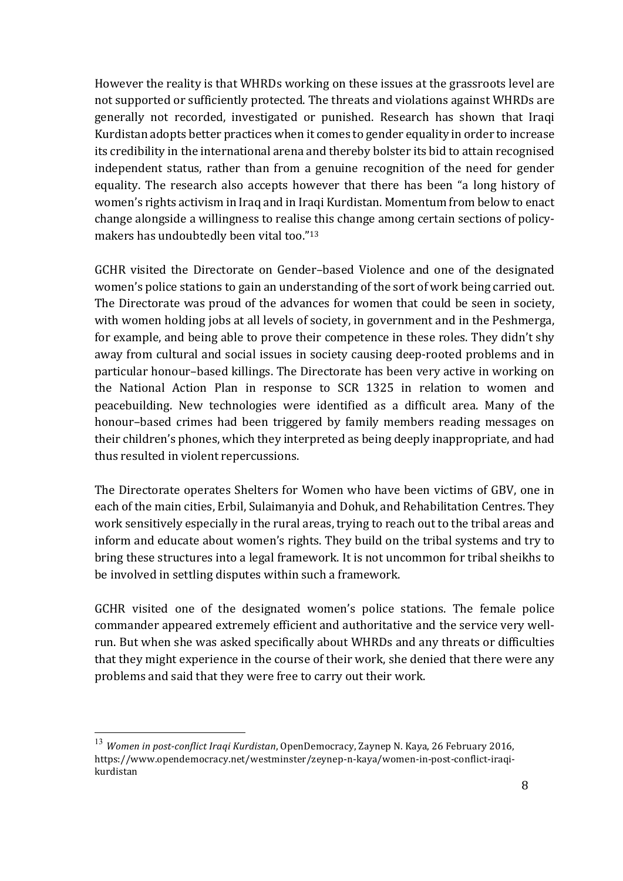However the reality is that WHRDs working on these issues at the grassroots level are not supported or sufficiently protected. The threats and violations against WHRDs are generally not recorded, investigated or punished. Research has shown that Iraqi Kurdistan adopts better practices when it comes to gender equality in order to increase its credibility in the international arena and thereby bolster its bid to attain recognised independent status, rather than from a genuine recognition of the need for gender equality. The research also accepts however that there has been "a long history of women's rights activism in Iraq and in Iraqi Kurdistan. Momentum from below to enact change alongside a willingness to realise this change among certain sections of policy-makers has undoubtedly been vital too."[13]

GCHR visited the Directorate on Gender–based Violence and one of the designated women's police stations to gain an understanding of the sort of work being carried out. The Directorate was proud of the advances for women that could be seen in society, with women holding jobs at all levels of society, in government and in the Peshmerga, for example, and being able to prove their competence in these roles. They didn't shy away from cultural and social issues in society causing deep-rooted problems and in particular honour–based killings. The Directorate has been very active in working on the National Action Plan in response to SCR 1325 in relation to women and peacebuilding. New technologies were identified as a difficult area. Many of the honour–based crimes had been triggered by family members reading messages on their children's phones, which they interpreted as being deeply inappropriate, and had thus resulted in violent repercussions.

The Directorate operates Shelters for Women who have been victims of GBV, one in each of the main cities, Erbil, Sulaimanyia and Dohuk, and Rehabilitation Centres. They work sensitively especially in the rural areas, trying to reach out to the tribal areas and inform and educate about women's rights. They build on the tribal systems and try to bring these structures into a legal framework. It is not uncommon for tribal sheikhs to be involved in settling disputes within such a framework.

GCHR visited one of the designated women's police stations. The female police commander appeared extremely efficient and authoritative and the service very well-run. But when she was asked specifically about WHRDs and any threats or difficulties that they might experience in the course of their work, she denied that there were any problems and said that they were free to carry out their work.

---

[13] *Women in post-conflict Iraqi Kurdistan*, OpenDemocracy, Zaynep N. Kaya, 26 February 2016, https://www.opendemocracy.net/westminster/zeynep-n-kaya/women-in-post-conflict-iraqi-kurdistan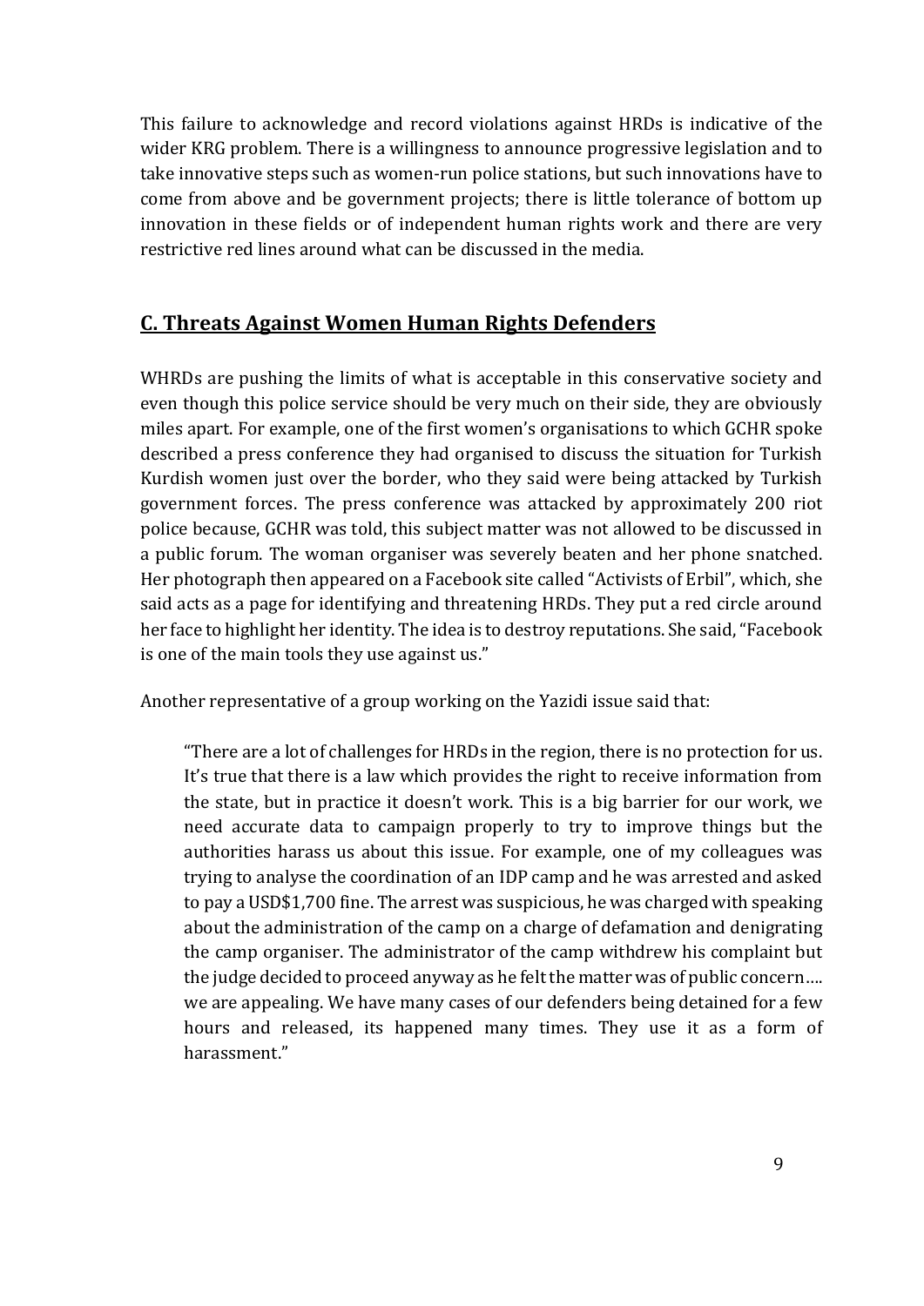This failure to acknowledge and record violations against HRDs is indicative of the wider KRG problem. There is a willingness to announce progressive legislation and to take innovative steps such as women-run police stations, but such innovations have to come from above and be government projects; there is little tolerance of bottom up innovation in these fields or of independent human rights work and there are very restrictive red lines around what can be discussed in the media.

## C. Threats Against Women Human Rights Defenders

WHRDs are pushing the limits of what is acceptable in this conservative society and even though this police service should be very much on their side, they are obviously miles apart. For example, one of the first women's organisations to which GCHR spoke described a press conference they had organised to discuss the situation for Turkish Kurdish women just over the border, who they said were being attacked by Turkish government forces. The press conference was attacked by approximately 200 riot police because, GCHR was told, this subject matter was not allowed to be discussed in a public forum. The woman organiser was severely beaten and her phone snatched. Her photograph then appeared on a Facebook site called "Activists of Erbil", which, she said acts as a page for identifying and threatening HRDs. They put a red circle around her face to highlight her identity. The idea is to destroy reputations. She said, "Facebook is one of the main tools they use against us."

Another representative of a group working on the Yazidi issue said that:

> "There are a lot of challenges for HRDs in the region, there is no protection for us. It's true that there is a law which provides the right to receive information from the state, but in practice it doesn't work. This is a big barrier for our work, we need accurate data to campaign properly to try to improve things but the authorities harass us about this issue. For example, one of my colleagues was trying to analyse the coordination of an IDP camp and he was arrested and asked to pay a USD$1,700 fine. The arrest was suspicious, he was charged with speaking about the administration of the camp on a charge of defamation and denigrating the camp organiser. The administrator of the camp withdrew his complaint but the judge decided to proceed anyway as he felt the matter was of public concern…. we are appealing. We have many cases of our defenders being detained for a few hours and released, its happened many times. They use it as a form of harassment."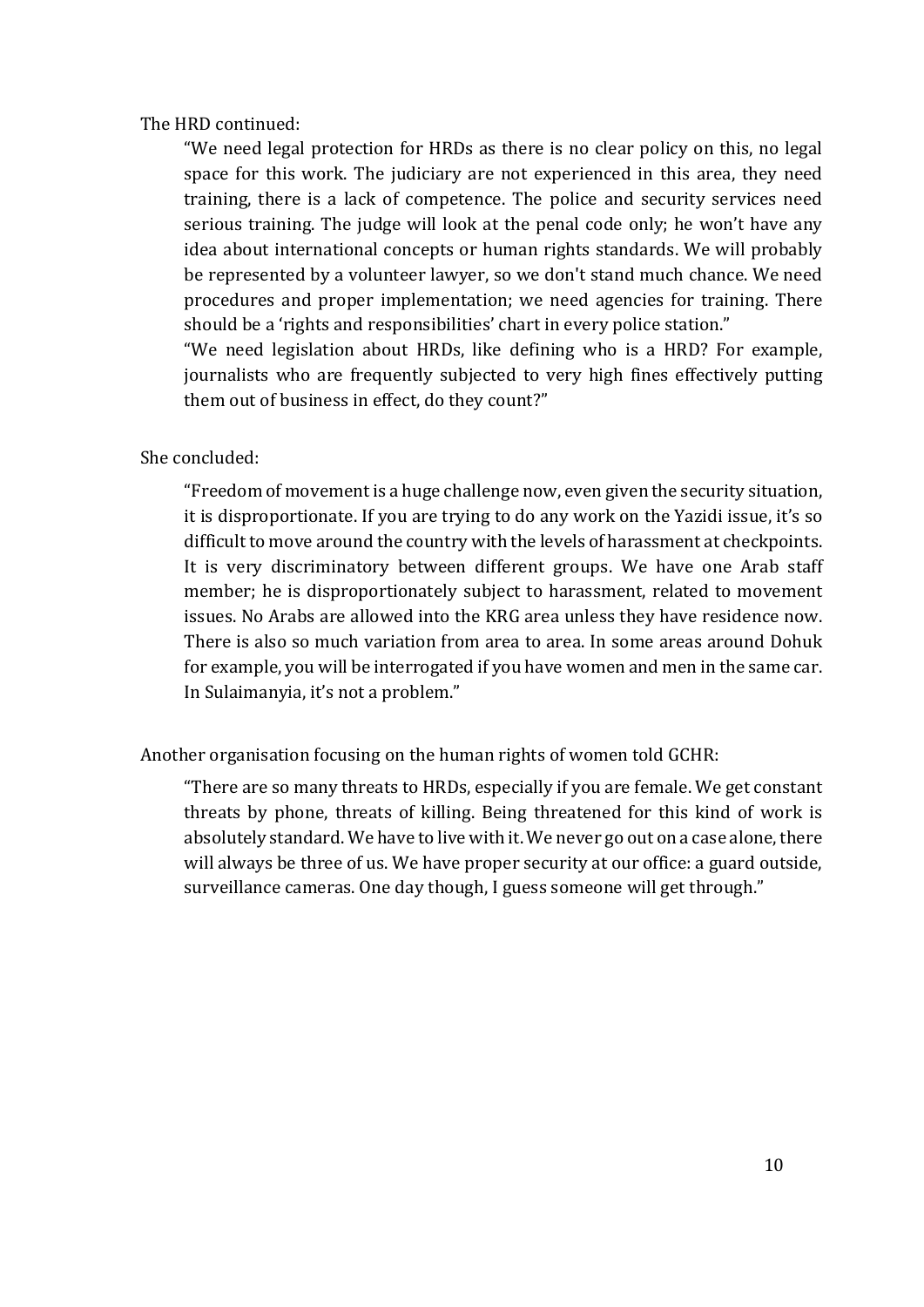The HRD continued:

> "We need legal protection for HRDs as there is no clear policy on this, no legal space for this work. The judiciary are not experienced in this area, they need training, there is a lack of competence. The police and security services need serious training. The judge will look at the penal code only; he won't have any idea about international concepts or human rights standards. We will probably be represented by a volunteer lawyer, so we don't stand much chance. We need procedures and proper implementation; we need agencies for training. There should be a 'rights and responsibilities' chart in every police station."
>
> "We need legislation about HRDs, like defining who is a HRD? For example, journalists who are frequently subjected to very high fines effectively putting them out of business in effect, do they count?"

She concluded:

> "Freedom of movement is a huge challenge now, even given the security situation, it is disproportionate. If you are trying to do any work on the Yazidi issue, it's so difficult to move around the country with the levels of harassment at checkpoints. It is very discriminatory between different groups. We have one Arab staff member; he is disproportionately subject to harassment, related to movement issues. No Arabs are allowed into the KRG area unless they have residence now. There is also so much variation from area to area. In some areas around Dohuk for example, you will be interrogated if you have women and men in the same car. In Sulaimanyia, it's not a problem."

Another organisation focusing on the human rights of women told GCHR:

> "There are so many threats to HRDs, especially if you are female. We get constant threats by phone, threats of killing. Being threatened for this kind of work is absolutely standard. We have to live with it. We never go out on a case alone, there will always be three of us. We have proper security at our office: a guard outside, surveillance cameras. One day though, I guess someone will get through."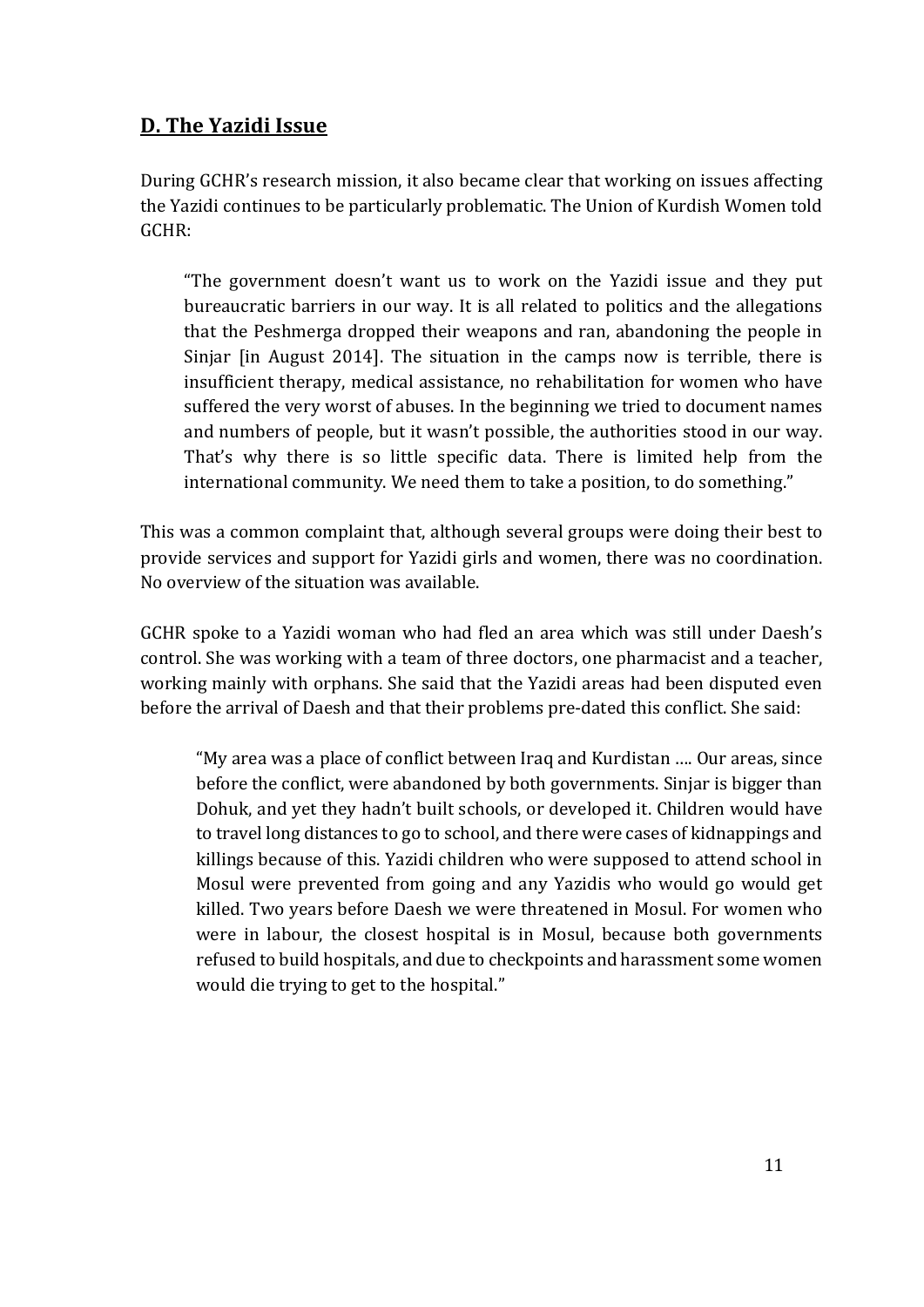## D. The Yazidi Issue

During GCHR's research mission, it also became clear that working on issues affecting the Yazidi continues to be particularly problematic. The Union of Kurdish Women told GCHR:

> "The government doesn't want us to work on the Yazidi issue and they put bureaucratic barriers in our way. It is all related to politics and the allegations that the Peshmerga dropped their weapons and ran, abandoning the people in Sinjar [in August 2014]. The situation in the camps now is terrible, there is insufficient therapy, medical assistance, no rehabilitation for women who have suffered the very worst of abuses. In the beginning we tried to document names and numbers of people, but it wasn't possible, the authorities stood in our way. That's why there is so little specific data. There is limited help from the international community. We need them to take a position, to do something."

This was a common complaint that, although several groups were doing their best to provide services and support for Yazidi girls and women, there was no coordination. No overview of the situation was available.

GCHR spoke to a Yazidi woman who had fled an area which was still under Daesh's control. She was working with a team of three doctors, one pharmacist and a teacher, working mainly with orphans. She said that the Yazidi areas had been disputed even before the arrival of Daesh and that their problems pre-dated this conflict. She said:

> "My area was a place of conflict between Iraq and Kurdistan …. Our areas, since before the conflict, were abandoned by both governments. Sinjar is bigger than Dohuk, and yet they hadn't built schools, or developed it. Children would have to travel long distances to go to school, and there were cases of kidnappings and killings because of this. Yazidi children who were supposed to attend school in Mosul were prevented from going and any Yazidis who would go would get killed. Two years before Daesh we were threatened in Mosul. For women who were in labour, the closest hospital is in Mosul, because both governments refused to build hospitals, and due to checkpoints and harassment some women would die trying to get to the hospital."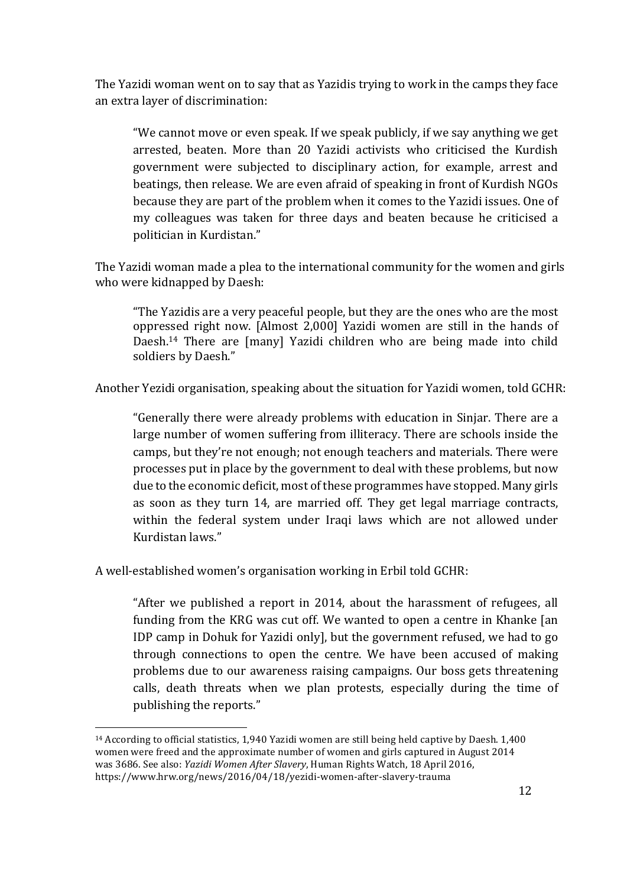The Yazidi woman went on to say that as Yazidis trying to work in the camps they face an extra layer of discrimination:

> "We cannot move or even speak. If we speak publicly, if we say anything we get arrested, beaten. More than 20 Yazidi activists who criticised the Kurdish government were subjected to disciplinary action, for example, arrest and beatings, then release. We are even afraid of speaking in front of Kurdish NGOs because they are part of the problem when it comes to the Yazidi issues. One of my colleagues was taken for three days and beaten because he criticised a politician in Kurdistan."

The Yazidi woman made a plea to the international community for the women and girls who were kidnapped by Daesh:

> "The Yazidis are a very peaceful people, but they are the ones who are the most oppressed right now. [Almost 2,000] Yazidi women are still in the hands of Daesh.[14] There are [many] Yazidi children who are being made into child soldiers by Daesh."

Another Yezidi organisation, speaking about the situation for Yazidi women, told GCHR:

> "Generally there were already problems with education in Sinjar. There are a large number of women suffering from illiteracy. There are schools inside the camps, but they're not enough; not enough teachers and materials. There were processes put in place by the government to deal with these problems, but now due to the economic deficit, most of these programmes have stopped. Many girls as soon as they turn 14, are married off. They get legal marriage contracts, within the federal system under Iraqi laws which are not allowed under Kurdistan laws."

A well-established women's organisation working in Erbil told GCHR:

> "After we published a report in 2014, about the harassment of refugees, all funding from the KRG was cut off. We wanted to open a centre in Khanke [an IDP camp in Dohuk for Yazidi only], but the government refused, we had to go through connections to open the centre. We have been accused of making problems due to our awareness raising campaigns. Our boss gets threatening calls, death threats when we plan protests, especially during the time of publishing the reports."

---

[14] According to official statistics, 1,940 Yazidi women are still being held captive by Daesh. 1,400 women were freed and the approximate number of women and girls captured in August 2014 was 3686. See also: *Yazidi Women After Slavery*, Human Rights Watch, 18 April 2016, https://www.hrw.org/news/2016/04/18/yezidi-women-after-slavery-trauma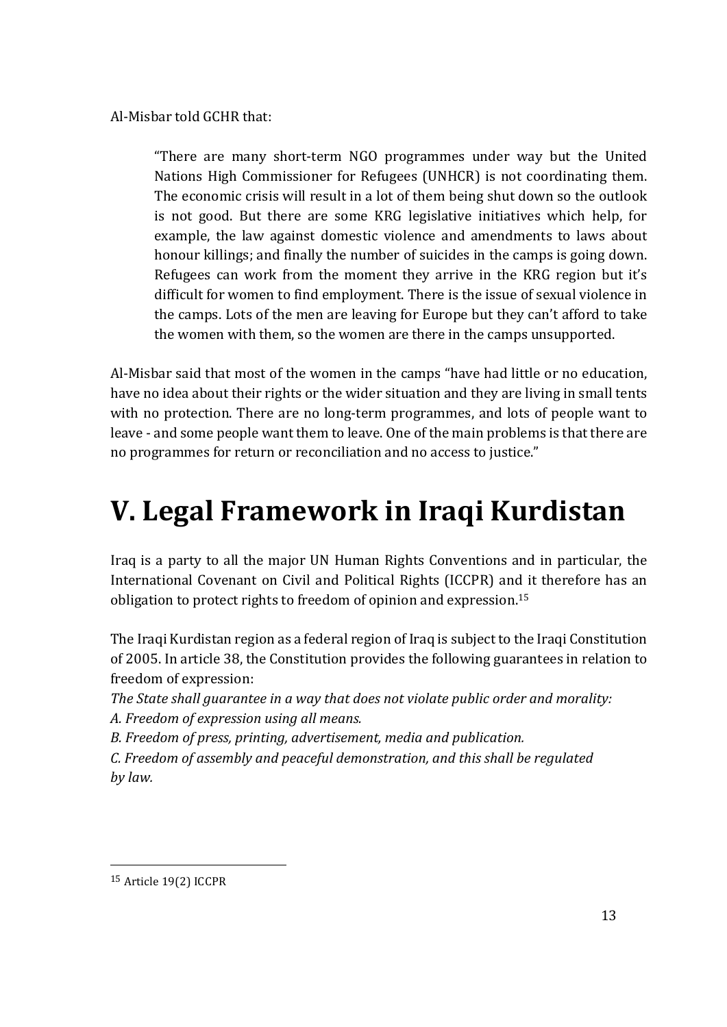Al-Misbar told GCHR that:

> "There are many short-term NGO programmes under way but the United Nations High Commissioner for Refugees (UNHCR) is not coordinating them. The economic crisis will result in a lot of them being shut down so the outlook is not good. But there are some KRG legislative initiatives which help, for example, the law against domestic violence and amendments to laws about honour killings; and finally the number of suicides in the camps is going down. Refugees can work from the moment they arrive in the KRG region but it's difficult for women to find employment. There is the issue of sexual violence in the camps. Lots of the men are leaving for Europe but they can't afford to take the women with them, so the women are there in the camps unsupported.

Al-Misbar said that most of the women in the camps "have had little or no education, have no idea about their rights or the wider situation and they are living in small tents with no protection. There are no long-term programmes, and lots of people want to leave - and some people want them to leave. One of the main problems is that there are no programmes for return or reconciliation and no access to justice."

# V. Legal Framework in Iraqi Kurdistan

Iraq is a party to all the major UN Human Rights Conventions and in particular, the International Covenant on Civil and Political Rights (ICCPR) and it therefore has an obligation to protect rights to freedom of opinion and expression.[15]

The Iraqi Kurdistan region as a federal region of Iraq is subject to the Iraqi Constitution of 2005. In article 38, the Constitution provides the following guarantees in relation to freedom of expression:

*The State shall guarantee in a way that does not violate public order and morality:*

*A. Freedom of expression using all means.*

*B. Freedom of press, printing, advertisement, media and publication.*

*C. Freedom of assembly and peaceful demonstration, and this shall be regulated by law.*

---

[15] Article 19(2) ICCPR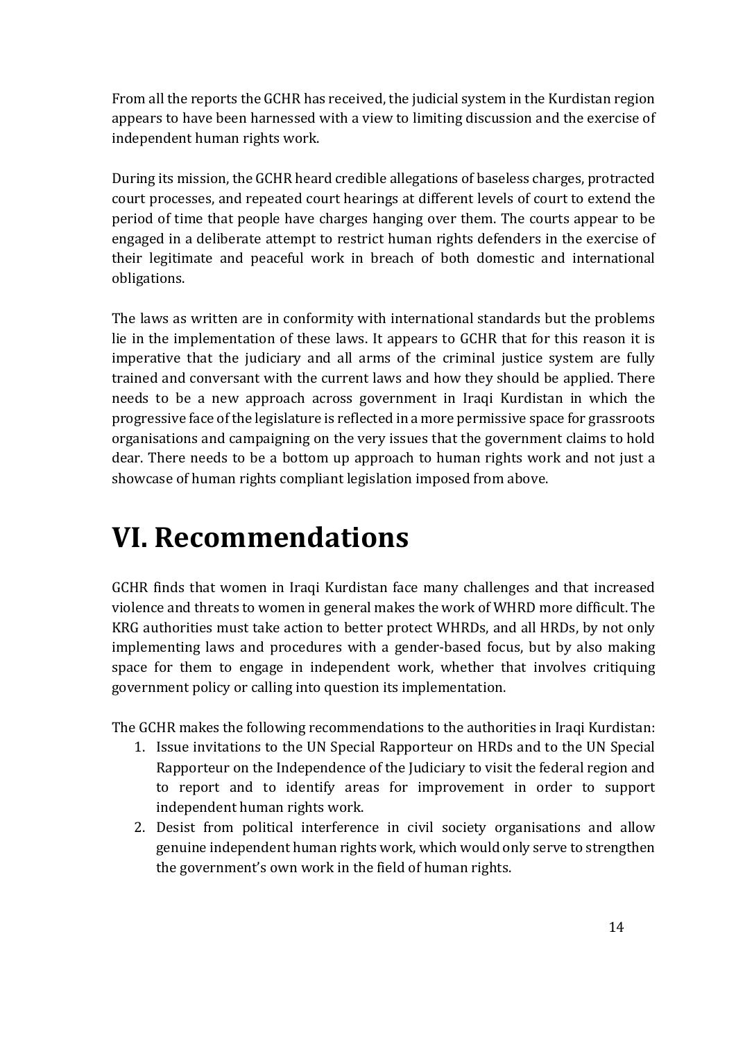From all the reports the GCHR has received, the judicial system in the Kurdistan region appears to have been harnessed with a view to limiting discussion and the exercise of independent human rights work.

During its mission, the GCHR heard credible allegations of baseless charges, protracted court processes, and repeated court hearings at different levels of court to extend the period of time that people have charges hanging over them. The courts appear to be engaged in a deliberate attempt to restrict human rights defenders in the exercise of their legitimate and peaceful work in breach of both domestic and international obligations.

The laws as written are in conformity with international standards but the problems lie in the implementation of these laws. It appears to GCHR that for this reason it is imperative that the judiciary and all arms of the criminal justice system are fully trained and conversant with the current laws and how they should be applied. There needs to be a new approach across government in Iraqi Kurdistan in which the progressive face of the legislature is reflected in a more permissive space for grassroots organisations and campaigning on the very issues that the government claims to hold dear. There needs to be a bottom up approach to human rights work and not just a showcase of human rights compliant legislation imposed from above.

# VI. Recommendations

GCHR finds that women in Iraqi Kurdistan face many challenges and that increased violence and threats to women in general makes the work of WHRD more difficult. The KRG authorities must take action to better protect WHRDs, and all HRDs, by not only implementing laws and procedures with a gender-based focus, but by also making space for them to engage in independent work, whether that involves critiquing government policy or calling into question its implementation.

The GCHR makes the following recommendations to the authorities in Iraqi Kurdistan:

1. Issue invitations to the UN Special Rapporteur on HRDs and to the UN Special Rapporteur on the Independence of the Judiciary to visit the federal region and to report and to identify areas for improvement in order to support independent human rights work.
2. Desist from political interference in civil society organisations and allow genuine independent human rights work, which would only serve to strengthen the government's own work in the field of human rights.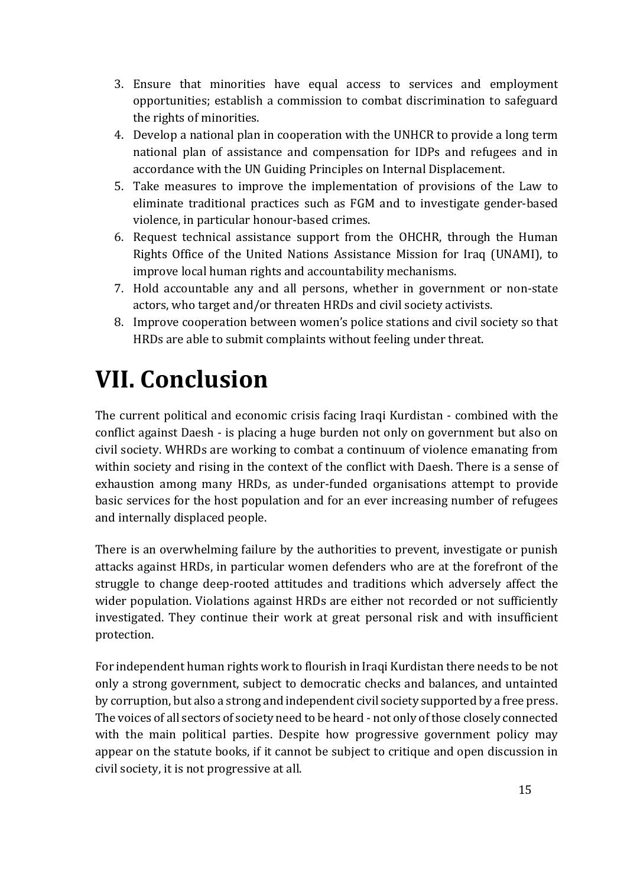3. Ensure that minorities have equal access to services and employment opportunities; establish a commission to combat discrimination to safeguard the rights of minorities.
4. Develop a national plan in cooperation with the UNHCR to provide a long term national plan of assistance and compensation for IDPs and refugees and in accordance with the UN Guiding Principles on Internal Displacement.
5. Take measures to improve the implementation of provisions of the Law to eliminate traditional practices such as FGM and to investigate gender-based violence, in particular honour-based crimes.
6. Request technical assistance support from the OHCHR, through the Human Rights Office of the United Nations Assistance Mission for Iraq (UNAMI), to improve local human rights and accountability mechanisms.
7. Hold accountable any and all persons, whether in government or non-state actors, who target and/or threaten HRDs and civil society activists.
8. Improve cooperation between women's police stations and civil society so that HRDs are able to submit complaints without feeling under threat.

# VII. Conclusion

The current political and economic crisis facing Iraqi Kurdistan - combined with the conflict against Daesh - is placing a huge burden not only on government but also on civil society. WHRDs are working to combat a continuum of violence emanating from within society and rising in the context of the conflict with Daesh. There is a sense of exhaustion among many HRDs, as under-funded organisations attempt to provide basic services for the host population and for an ever increasing number of refugees and internally displaced people.

There is an overwhelming failure by the authorities to prevent, investigate or punish attacks against HRDs, in particular women defenders who are at the forefront of the struggle to change deep-rooted attitudes and traditions which adversely affect the wider population. Violations against HRDs are either not recorded or not sufficiently investigated. They continue their work at great personal risk and with insufficient protection.

For independent human rights work to flourish in Iraqi Kurdistan there needs to be not only a strong government, subject to democratic checks and balances, and untainted by corruption, but also a strong and independent civil society supported by a free press. The voices of all sectors of society need to be heard - not only of those closely connected with the main political parties. Despite how progressive government policy may appear on the statute books, if it cannot be subject to critique and open discussion in civil society, it is not progressive at all.